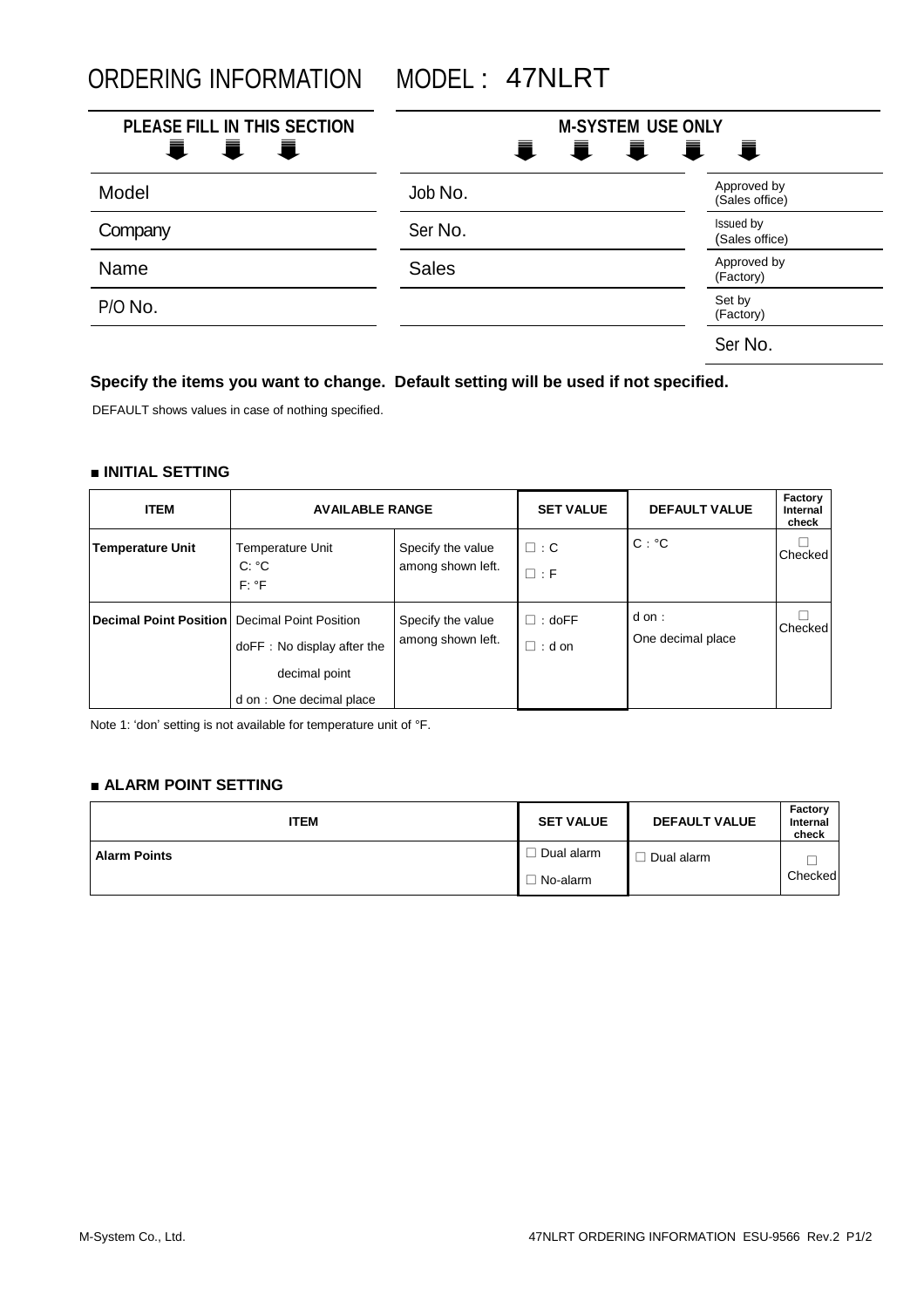# ORDERING INFORMATION MODEL : 47NLRT

| PLEASE FILL IN THIS SECTION | M-SYSTEM USE ONLY | |
|---|---|---|
| Model | Job No. | Approved by (Sales office) |
| Company | Ser No. | Issued by (Sales office) |
| Name | Sales | Approved by (Factory) |
| P/O No. | | Set by (Factory) |
| | | Ser No. |

**Specify the items you want to change. Default setting will be used if not specified.**

DEFAULT shows values in case of nothing specified.

#### ■ INITIAL SETTING

| ITEM | AVAILABLE RANGE | | SET VALUE | DEFAULT VALUE | Factory Internal check |
|---|---|---|---|---|---|
| **Temperature Unit** | Temperature Unit<br>C: °C<br>F: °F | Specify the value among shown left. | □ : C<br>□ : F | C : °C | □ Checked |
| **Decimal Point Position** | Decimal Point Position<br>doFF : No display after the decimal point<br>d on : One decimal place | Specify the value among shown left. | □ : doFF<br>□ : d on | d on : One decimal place | □ Checked |

Note 1: 'don' setting is not available for temperature unit of °F.

#### ■ ALARM POINT SETTING

| ITEM | SET VALUE | DEFAULT VALUE | Factory Internal check |
|---|---|---|---|
| **Alarm Points** | □ Dual alarm<br>□ No-alarm | □ Dual alarm | □ Checked |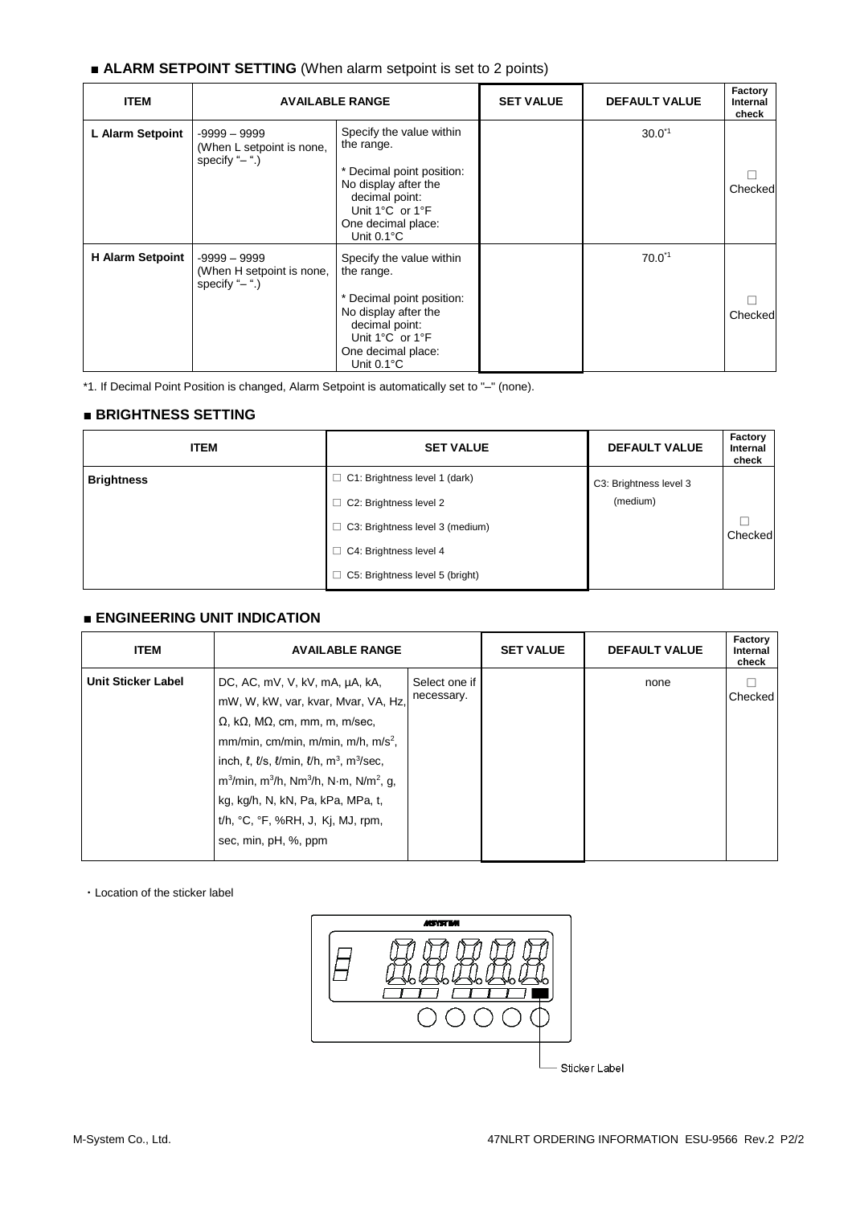## ■ ALARM SETPOINT SETTING (When alarm setpoint is set to 2 points)

| ITEM | AVAILABLE RANGE | | SET VALUE | DEFAULT VALUE | Factory Internal check |
|---|---|---|---|---|---|
| **L Alarm Setpoint** | -9999 – 9999 (When L setpoint is none, specify "– ".) | Specify the value within the range. * Decimal point position: No display after the decimal point: Unit 1°C or 1°F One decimal place: Unit 0.1°C | | 30.0[*1] | □ Checked |
| **H Alarm Setpoint** | -9999 – 9999 (When H setpoint is none, specify "– ".) | Specify the value within the range. * Decimal point position: No display after the decimal point: Unit 1°C or 1°F One decimal place: Unit 0.1°C | | 70.0[*1] | □ Checked |

*1. If Decimal Point Position is changed, Alarm Setpoint is automatically set to "–" (none).

## ■ BRIGHTNESS SETTING

| ITEM | SET VALUE | DEFAULT VALUE | Factory Internal check |
|---|---|---|---|
| **Brightness** | □ C1: Brightness level 1 (dark)<br>□ C2: Brightness level 2<br>□ C3: Brightness level 3 (medium)<br>□ C4: Brightness level 4<br>□ C5: Brightness level 5 (bright) | C3: Brightness level 3 (medium) | □ Checked |

## ■ ENGINEERING UNIT INDICATION

| ITEM | AVAILABLE RANGE | | SET VALUE | DEFAULT VALUE | Factory Internal check |
|---|---|---|---|---|---|
| **Unit Sticker Label** | DC, AC, mV, V, kV, mA, μA, kA, mW, W, kW, var, kvar, Mvar, VA, Hz, Ω, kΩ, MΩ, cm, mm, m, m/sec, mm/min, cm/min, m/min, m/h, m/s², inch, ℓ, ℓ/s, ℓ/min, ℓ/h, m³, m³/sec, m³/min, m³/h, Nm³/h, N·m, N/m², g, kg, kg/h, N, kN, Pa, kPa, MPa, t, t/h, °C, °F, %RH, J, Kj, MJ, rpm, sec, min, pH, %, ppm | Select one if necessary. | | none | □ Checked |

・Location of the sticker label

Sticker Label